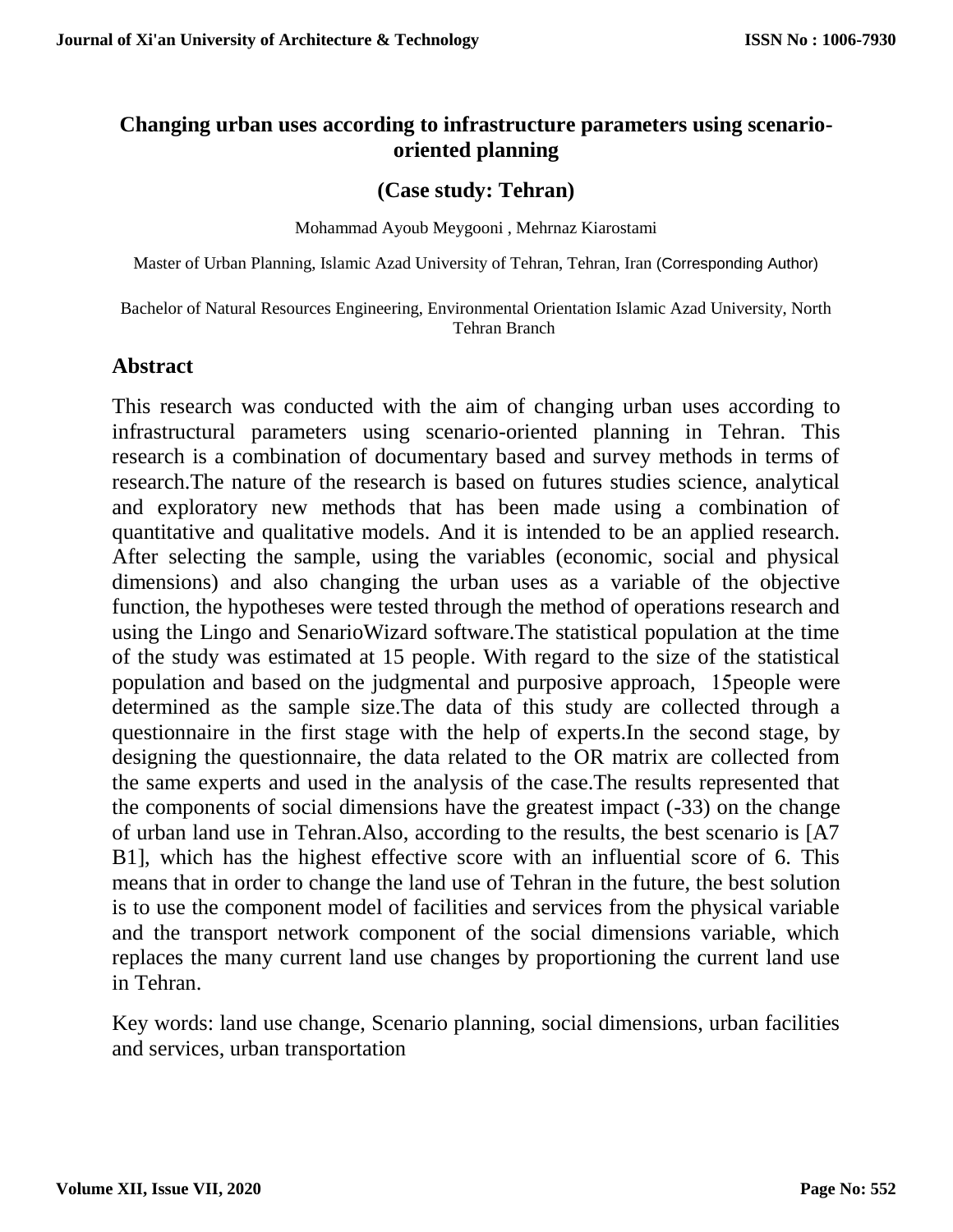# Changing urban uses according to infrastructure parameters using scenario-oriented planning

## (Case study: Tehran)

Mohammad Ayoub Meygooni , Mehrnaz Kiarostami

Master of Urban Planning, Islamic Azad University of Tehran, Tehran, Iran (Corresponding Author)

Bachelor of Natural Resources Engineering, Environmental Orientation Islamic Azad University, North Tehran Branch

## Abstract

This research was conducted with the aim of changing urban uses according to infrastructural parameters using scenario-oriented planning in Tehran. This research is a combination of documentary based and survey methods in terms of research.The nature of the research is based on futures studies science, analytical and exploratory new methods that has been made using a combination of quantitative and qualitative models. And it is intended to be an applied research. After selecting the sample, using the variables (economic, social and physical dimensions) and also changing the urban uses as a variable of the objective function, the hypotheses were tested through the method of operations research and using the Lingo and SenarioWizard software.The statistical population at the time of the study was estimated at 15 people. With regard to the size of the statistical population and based on the judgmental and purposive approach, 15people were determined as the sample size.The data of this study are collected through a questionnaire in the first stage with the help of experts.In the second stage, by designing the questionnaire, the data related to the OR matrix are collected from the same experts and used in the analysis of the case.The results represented that the components of social dimensions have the greatest impact (-33) on the change of urban land use in Tehran.Also, according to the results, the best scenario is [A7 B1], which has the highest effective score with an influential score of 6. This means that in order to change the land use of Tehran in the future, the best solution is to use the component model of facilities and services from the physical variable and the transport network component of the social dimensions variable, which replaces the many current land use changes by proportioning the current land use in Tehran.

Key words: land use change, Scenario planning, social dimensions, urban facilities and services, urban transportation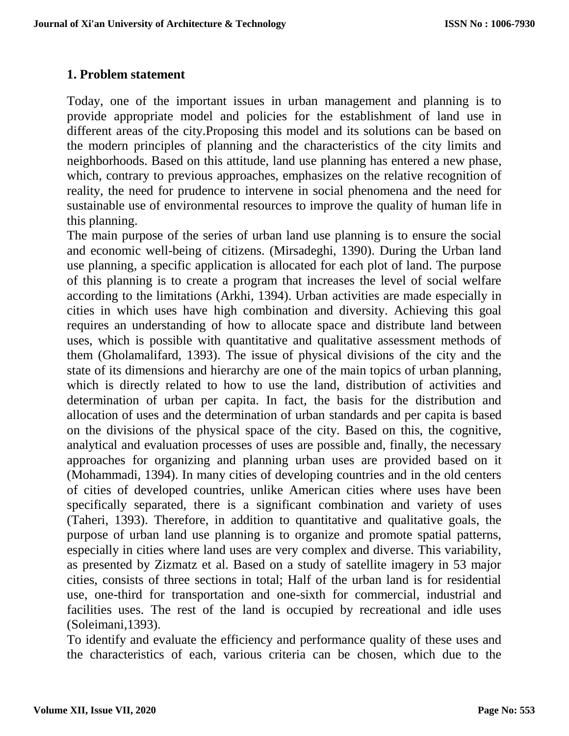## 1. Problem statement

Today, one of the important issues in urban management and planning is to provide appropriate model and policies for the establishment of land use in different areas of the city.Proposing this model and its solutions can be based on the modern principles of planning and the characteristics of the city limits and neighborhoods. Based on this attitude, land use planning has entered a new phase, which, contrary to previous approaches, emphasizes on the relative recognition of reality, the need for prudence to intervene in social phenomena and the need for sustainable use of environmental resources to improve the quality of human life in this planning.

The main purpose of the series of urban land use planning is to ensure the social and economic well-being of citizens. (Mirsadeghi, 1390). During the Urban land use planning, a specific application is allocated for each plot of land. The purpose of this planning is to create a program that increases the level of social welfare according to the limitations (Arkhi, 1394). Urban activities are made especially in cities in which uses have high combination and diversity. Achieving this goal requires an understanding of how to allocate space and distribute land between uses, which is possible with quantitative and qualitative assessment methods of them (Gholamalifard, 1393). The issue of physical divisions of the city and the state of its dimensions and hierarchy are one of the main topics of urban planning, which is directly related to how to use the land, distribution of activities and determination of urban per capita. In fact, the basis for the distribution and allocation of uses and the determination of urban standards and per capita is based on the divisions of the physical space of the city. Based on this, the cognitive, analytical and evaluation processes of uses are possible and, finally, the necessary approaches for organizing and planning urban uses are provided based on it (Mohammadi, 1394). In many cities of developing countries and in the old centers of cities of developed countries, unlike American cities where uses have been specifically separated, there is a significant combination and variety of uses (Taheri, 1393). Therefore, in addition to quantitative and qualitative goals, the purpose of urban land use planning is to organize and promote spatial patterns, especially in cities where land uses are very complex and diverse. This variability, as presented by Zizmatz et al. Based on a study of satellite imagery in 53 major cities, consists of three sections in total; Half of the urban land is for residential use, one-third for transportation and one-sixth for commercial, industrial and facilities uses. The rest of the land is occupied by recreational and idle uses (Soleimani,1393).

To identify and evaluate the efficiency and performance quality of these uses and the characteristics of each, various criteria can be chosen, which due to the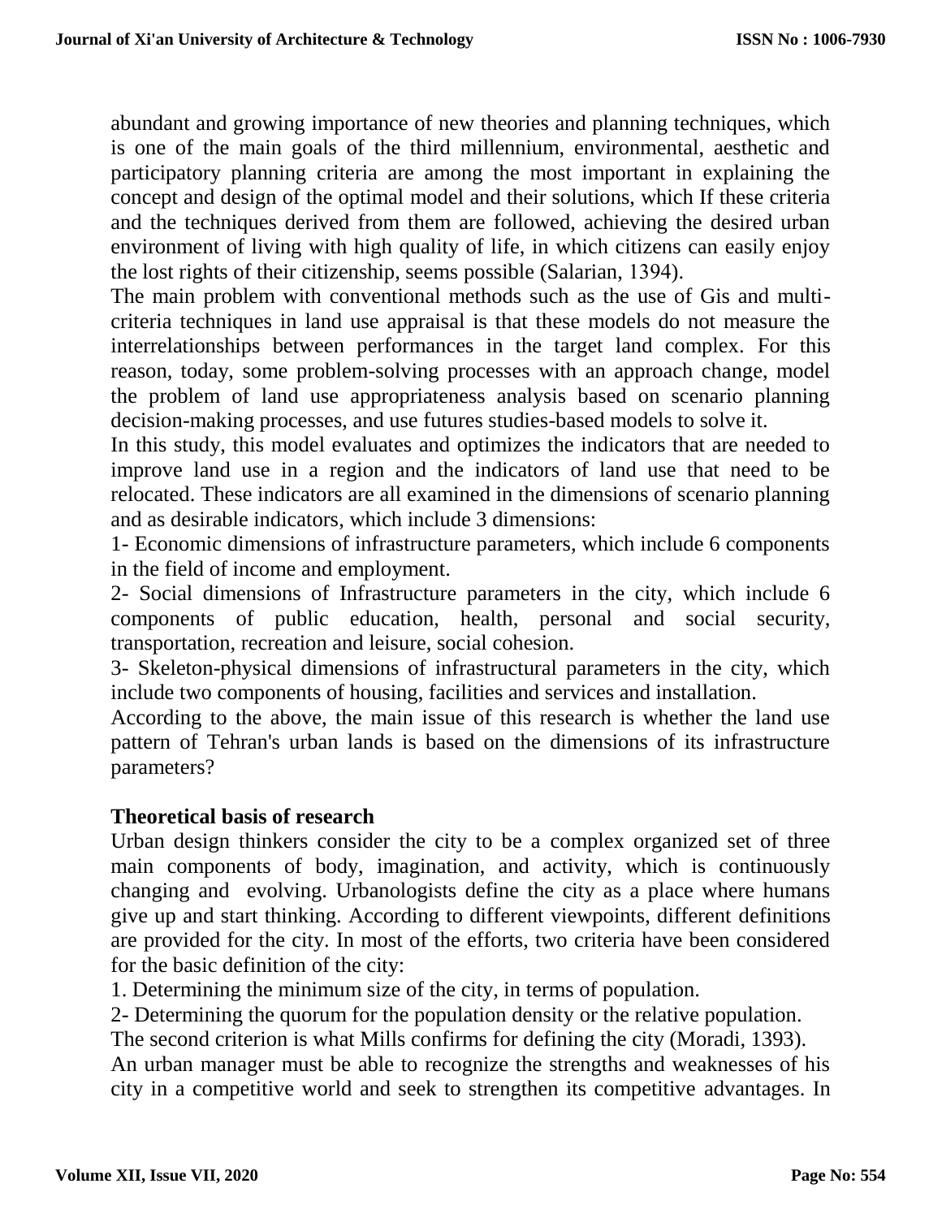abundant and growing importance of new theories and planning techniques, which is one of the main goals of the third millennium, environmental, aesthetic and participatory planning criteria are among the most important in explaining the concept and design of the optimal model and their solutions, which If these criteria and the techniques derived from them are followed, achieving the desired urban environment of living with high quality of life, in which citizens can easily enjoy the lost rights of their citizenship, seems possible (Salarian, 1394).

The main problem with conventional methods such as the use of Gis and multi-criteria techniques in land use appraisal is that these models do not measure the interrelationships between performances in the target land complex. For this reason, today, some problem-solving processes with an approach change, model the problem of land use appropriateness analysis based on scenario planning decision-making processes, and use futures studies-based models to solve it.

In this study, this model evaluates and optimizes the indicators that are needed to improve land use in a region and the indicators of land use that need to be relocated. These indicators are all examined in the dimensions of scenario planning and as desirable indicators, which include 3 dimensions:

1- Economic dimensions of infrastructure parameters, which include 6 components in the field of income and employment.

2- Social dimensions of Infrastructure parameters in the city, which include 6 components of public education, health, personal and social security, transportation, recreation and leisure, social cohesion.

3- Skeleton-physical dimensions of infrastructural parameters in the city, which include two components of housing, facilities and services and installation.

According to the above, the main issue of this research is whether the land use pattern of Tehran's urban lands is based on the dimensions of its infrastructure parameters?

## Theoretical basis of research

Urban design thinkers consider the city to be a complex organized set of three main components of body, imagination, and activity, which is continuously changing and evolving. Urbanologists define the city as a place where humans give up and start thinking. According to different viewpoints, different definitions are provided for the city. In most of the efforts, two criteria have been considered for the basic definition of the city:

1. Determining the minimum size of the city, in terms of population.

2- Determining the quorum for the population density or the relative population.

The second criterion is what Mills confirms for defining the city (Moradi, 1393).

An urban manager must be able to recognize the strengths and weaknesses of his city in a competitive world and seek to strengthen its competitive advantages. In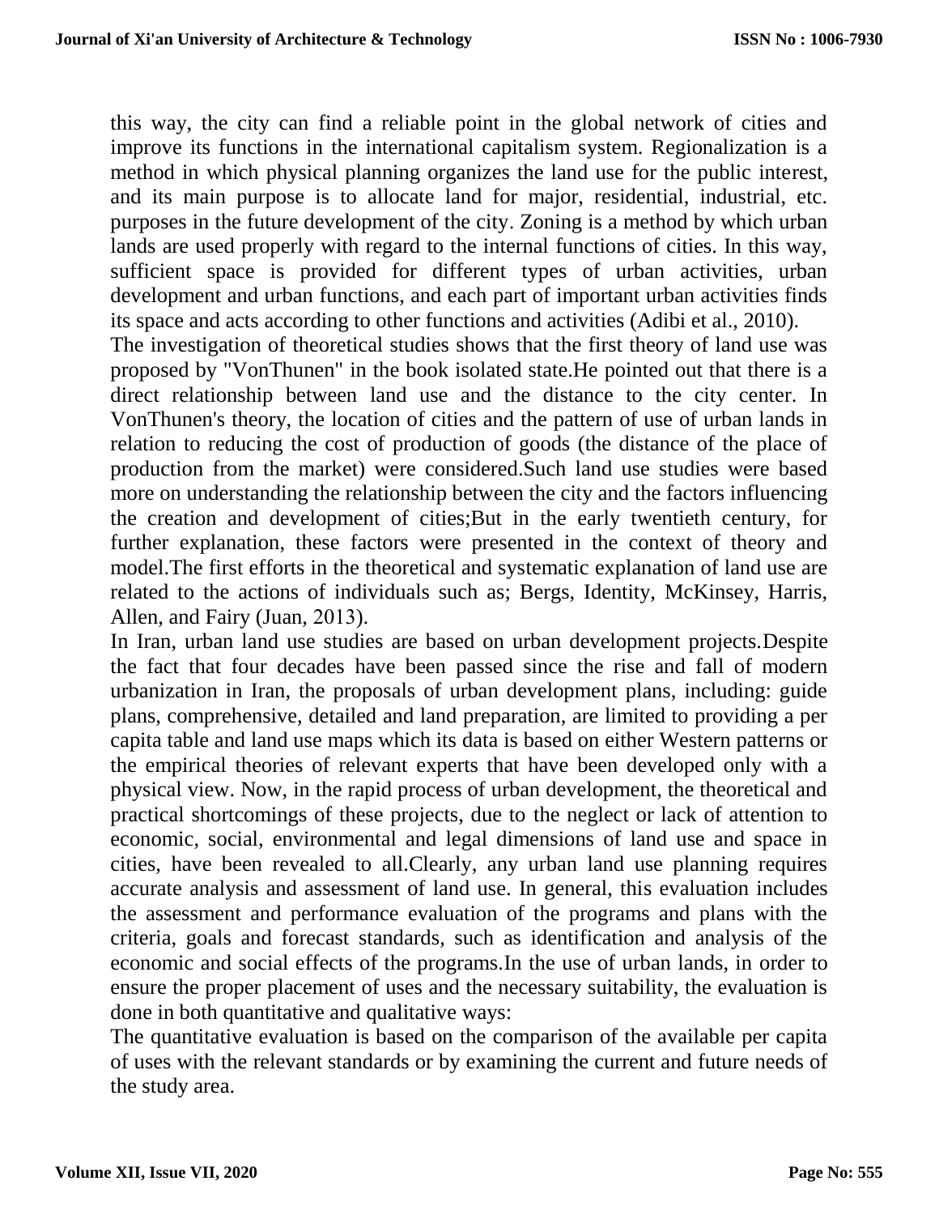this way, the city can find a reliable point in the global network of cities and improve its functions in the international capitalism system. Regionalization is a method in which physical planning organizes the land use for the public interest, and its main purpose is to allocate land for major, residential, industrial, etc. purposes in the future development of the city. Zoning is a method by which urban lands are used properly with regard to the internal functions of cities. In this way, sufficient space is provided for different types of urban activities, urban development and urban functions, and each part of important urban activities finds its space and acts according to other functions and activities (Adibi et al., 2010).

The investigation of theoretical studies shows that the first theory of land use was proposed by "VonThunen" in the book isolated state.He pointed out that there is a direct relationship between land use and the distance to the city center. In VonThunen's theory, the location of cities and the pattern of use of urban lands in relation to reducing the cost of production of goods (the distance of the place of production from the market) were considered.Such land use studies were based more on understanding the relationship between the city and the factors influencing the creation and development of cities;But in the early twentieth century, for further explanation, these factors were presented in the context of theory and model.The first efforts in the theoretical and systematic explanation of land use are related to the actions of individuals such as; Bergs, Identity, McKinsey, Harris, Allen, and Fairy (Juan, 2013).

In Iran, urban land use studies are based on urban development projects.Despite the fact that four decades have been passed since the rise and fall of modern urbanization in Iran, the proposals of urban development plans, including: guide plans, comprehensive, detailed and land preparation, are limited to providing a per capita table and land use maps which its data is based on either Western patterns or the empirical theories of relevant experts that have been developed only with a physical view. Now, in the rapid process of urban development, the theoretical and practical shortcomings of these projects, due to the neglect or lack of attention to economic, social, environmental and legal dimensions of land use and space in cities, have been revealed to all.Clearly, any urban land use planning requires accurate analysis and assessment of land use. In general, this evaluation includes the assessment and performance evaluation of the programs and plans with the criteria, goals and forecast standards, such as identification and analysis of the economic and social effects of the programs.In the use of urban lands, in order to ensure the proper placement of uses and the necessary suitability, the evaluation is done in both quantitative and qualitative ways:

The quantitative evaluation is based on the comparison of the available per capita of uses with the relevant standards or by examining the current and future needs of the study area.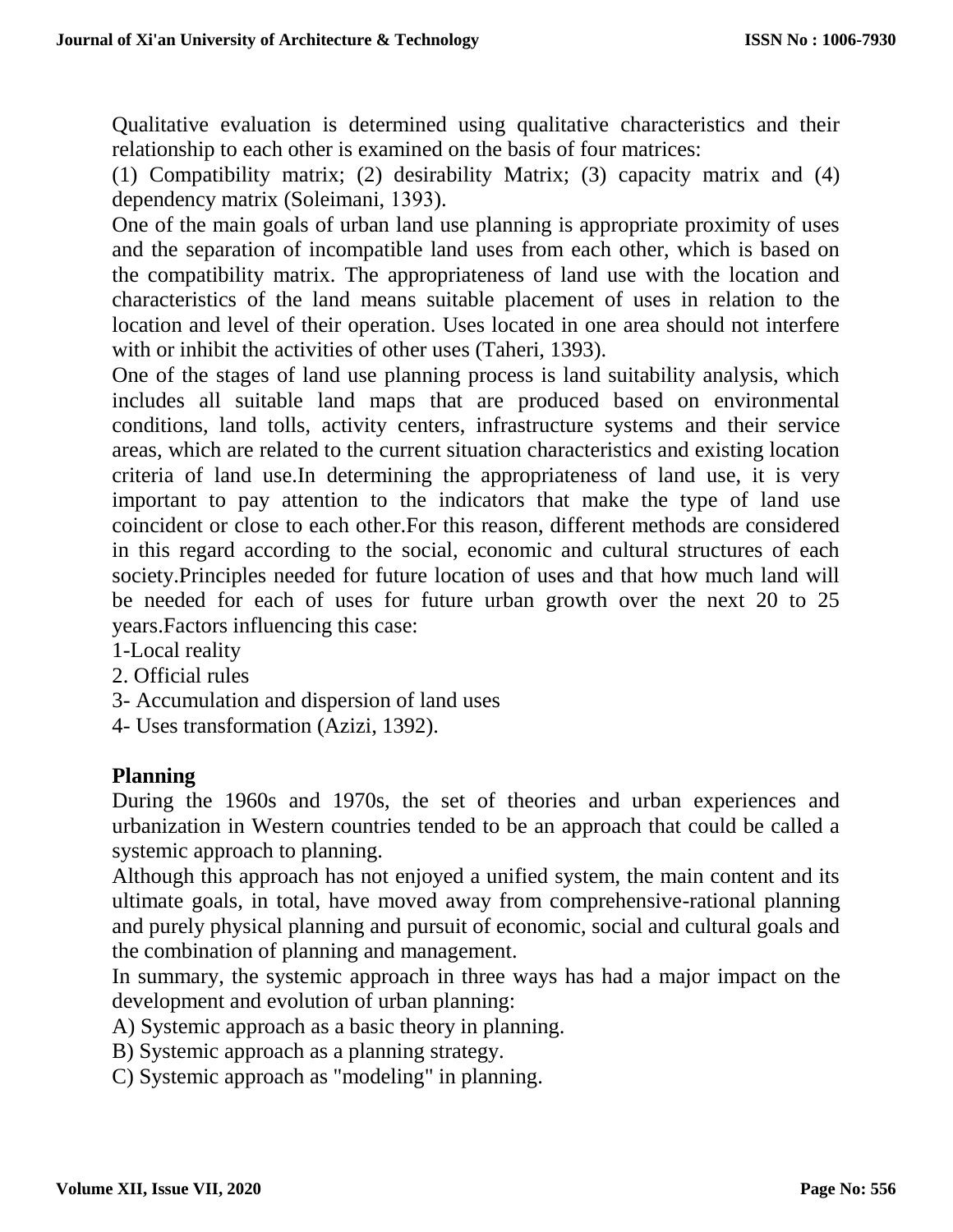Qualitative evaluation is determined using qualitative characteristics and their relationship to each other is examined on the basis of four matrices:

(1) Compatibility matrix; (2) desirability Matrix; (3) capacity matrix and (4) dependency matrix (Soleimani, 1393).

One of the main goals of urban land use planning is appropriate proximity of uses and the separation of incompatible land uses from each other, which is based on the compatibility matrix. The appropriateness of land use with the location and characteristics of the land means suitable placement of uses in relation to the location and level of their operation. Uses located in one area should not interfere with or inhibit the activities of other uses (Taheri, 1393).

One of the stages of land use planning process is land suitability analysis, which includes all suitable land maps that are produced based on environmental conditions, land tolls, activity centers, infrastructure systems and their service areas, which are related to the current situation characteristics and existing location criteria of land use.In determining the appropriateness of land use, it is very important to pay attention to the indicators that make the type of land use coincident or close to each other.For this reason, different methods are considered in this regard according to the social, economic and cultural structures of each society.Principles needed for future location of uses and that how much land will be needed for each of uses for future urban growth over the next 20 to 25 years.Factors influencing this case:

1-Local reality

2. Official rules

3- Accumulation and dispersion of land uses

4- Uses transformation (Azizi, 1392).

## Planning

During the 1960s and 1970s, the set of theories and urban experiences and urbanization in Western countries tended to be an approach that could be called a systemic approach to planning.

Although this approach has not enjoyed a unified system, the main content and its ultimate goals, in total, have moved away from comprehensive-rational planning and purely physical planning and pursuit of economic, social and cultural goals and the combination of planning and management.

In summary, the systemic approach in three ways has had a major impact on the development and evolution of urban planning:

A) Systemic approach as a basic theory in planning.

B) Systemic approach as a planning strategy.

C) Systemic approach as "modeling" in planning.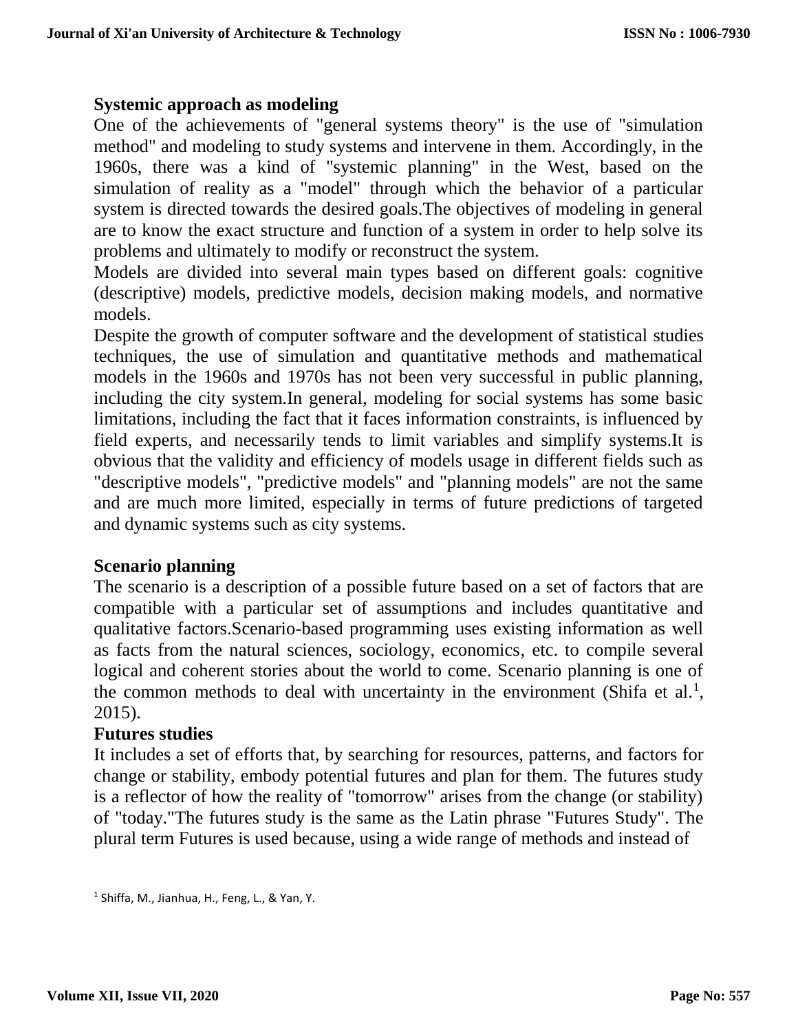## Systemic approach as modeling

One of the achievements of "general systems theory" is the use of "simulation method" and modeling to study systems and intervene in them. Accordingly, in the 1960s, there was a kind of "systemic planning" in the West, based on the simulation of reality as a "model" through which the behavior of a particular system is directed towards the desired goals.The objectives of modeling in general are to know the exact structure and function of a system in order to help solve its problems and ultimately to modify or reconstruct the system.

Models are divided into several main types based on different goals: cognitive (descriptive) models, predictive models, decision making models, and normative models.

Despite the growth of computer software and the development of statistical studies techniques, the use of simulation and quantitative methods and mathematical models in the 1960s and 1970s has not been very successful in public planning, including the city system.In general, modeling for social systems has some basic limitations, including the fact that it faces information constraints, is influenced by field experts, and necessarily tends to limit variables and simplify systems.It is obvious that the validity and efficiency of models usage in different fields such as "descriptive models", "predictive models" and "planning models" are not the same and are much more limited, especially in terms of future predictions of targeted and dynamic systems such as city systems.

## Scenario planning

The scenario is a description of a possible future based on a set of factors that are compatible with a particular set of assumptions and includes quantitative and qualitative factors.Scenario-based programming uses existing information as well as facts from the natural sciences, sociology, economics, etc. to compile several logical and coherent stories about the world to come. Scenario planning is one of the common methods to deal with uncertainty in the environment (Shifa et al.[1], 2015).

## Futures studies

It includes a set of efforts that, by searching for resources, patterns, and factors for change or stability, embody potential futures and plan for them. The futures study is a reflector of how the reality of "tomorrow" arises from the change (or stability) of "today."The futures study is the same as the Latin phrase "Futures Study". The plural term Futures is used because, using a wide range of methods and instead of

[1] Shiffa, M., Jianhua, H., Feng, L., & Yan, Y.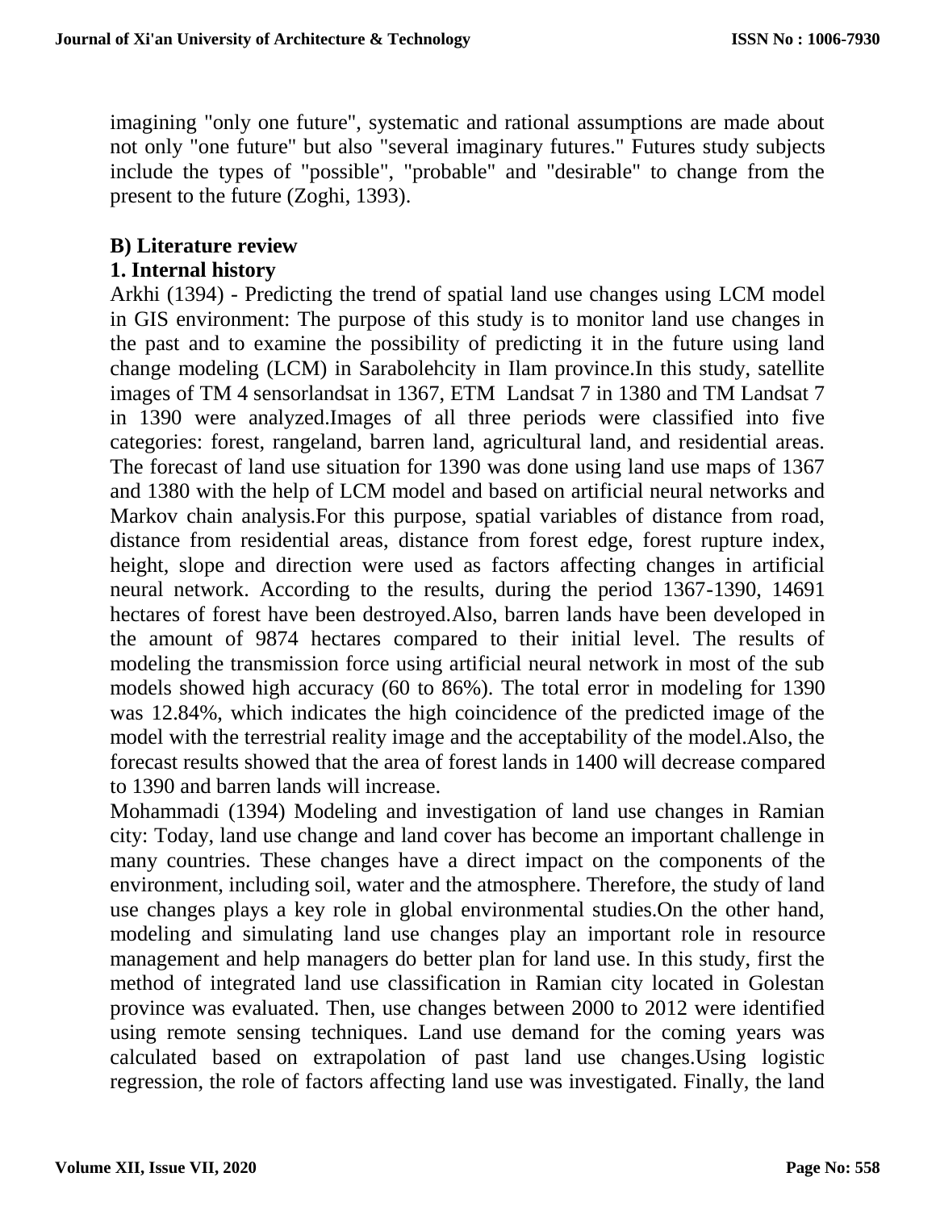imagining "only one future", systematic and rational assumptions are made about not only "one future" but also "several imaginary futures." Futures study subjects include the types of "possible", "probable" and "desirable" to change from the present to the future (Zoghi, 1393).

## B) Literature review

### 1. Internal history

Arkhi (1394) - Predicting the trend of spatial land use changes using LCM model in GIS environment: The purpose of this study is to monitor land use changes in the past and to examine the possibility of predicting it in the future using land change modeling (LCM) in Sarabolehcity in Ilam province.In this study, satellite images of TM 4 sensorlandsat in 1367, ETM Landsat 7 in 1380 and TM Landsat 7 in 1390 were analyzed.Images of all three periods were classified into five categories: forest, rangeland, barren land, agricultural land, and residential areas. The forecast of land use situation for 1390 was done using land use maps of 1367 and 1380 with the help of LCM model and based on artificial neural networks and Markov chain analysis.For this purpose, spatial variables of distance from road, distance from residential areas, distance from forest edge, forest rupture index, height, slope and direction were used as factors affecting changes in artificial neural network. According to the results, during the period 1367-1390, 14691 hectares of forest have been destroyed.Also, barren lands have been developed in the amount of 9874 hectares compared to their initial level. The results of modeling the transmission force using artificial neural network in most of the sub models showed high accuracy (60 to 86%). The total error in modeling for 1390 was 12.84%, which indicates the high coincidence of the predicted image of the model with the terrestrial reality image and the acceptability of the model.Also, the forecast results showed that the area of forest lands in 1400 will decrease compared to 1390 and barren lands will increase.

Mohammadi (1394) Modeling and investigation of land use changes in Ramian city: Today, land use change and land cover has become an important challenge in many countries. These changes have a direct impact on the components of the environment, including soil, water and the atmosphere. Therefore, the study of land use changes plays a key role in global environmental studies.On the other hand, modeling and simulating land use changes play an important role in resource management and help managers do better plan for land use. In this study, first the method of integrated land use classification in Ramian city located in Golestan province was evaluated. Then, use changes between 2000 to 2012 were identified using remote sensing techniques. Land use demand for the coming years was calculated based on extrapolation of past land use changes.Using logistic regression, the role of factors affecting land use was investigated. Finally, the land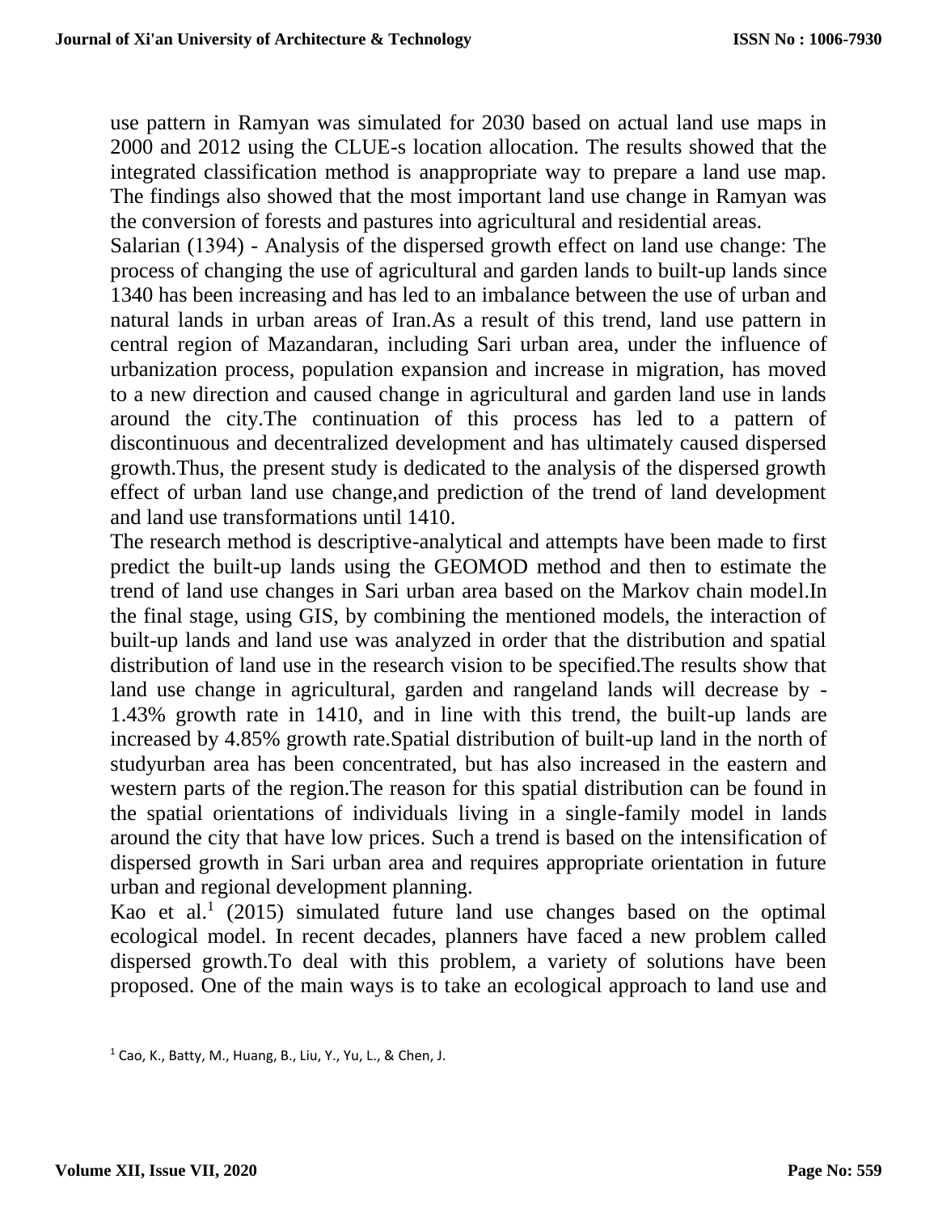use pattern in Ramyan was simulated for 2030 based on actual land use maps in 2000 and 2012 using the CLUE-s location allocation. The results showed that the integrated classification method is anappropriate way to prepare a land use map. The findings also showed that the most important land use change in Ramyan was the conversion of forests and pastures into agricultural and residential areas.

Salarian (1394) - Analysis of the dispersed growth effect on land use change: The process of changing the use of agricultural and garden lands to built-up lands since 1340 has been increasing and has led to an imbalance between the use of urban and natural lands in urban areas of Iran.As a result of this trend, land use pattern in central region of Mazandaran, including Sari urban area, under the influence of urbanization process, population expansion and increase in migration, has moved to a new direction and caused change in agricultural and garden land use in lands around the city.The continuation of this process has led to a pattern of discontinuous and decentralized development and has ultimately caused dispersed growth.Thus, the present study is dedicated to the analysis of the dispersed growth effect of urban land use change,and prediction of the trend of land development and land use transformations until 1410.

The research method is descriptive-analytical and attempts have been made to first predict the built-up lands using the GEOMOD method and then to estimate the trend of land use changes in Sari urban area based on the Markov chain model.In the final stage, using GIS, by combining the mentioned models, the interaction of built-up lands and land use was analyzed in order that the distribution and spatial distribution of land use in the research vision to be specified.The results show that land use change in agricultural, garden and rangeland lands will decrease by -1.43% growth rate in 1410, and in line with this trend, the built-up lands are increased by 4.85% growth rate.Spatial distribution of built-up land in the north of studyurban area has been concentrated, but has also increased in the eastern and western parts of the region.The reason for this spatial distribution can be found in the spatial orientations of individuals living in a single-family model in lands around the city that have low prices. Such a trend is based on the intensification of dispersed growth in Sari urban area and requires appropriate orientation in future urban and regional development planning.

Kao et al.[1] (2015) simulated future land use changes based on the optimal ecological model. In recent decades, planners have faced a new problem called dispersed growth.To deal with this problem, a variety of solutions have been proposed. One of the main ways is to take an ecological approach to land use and

[1] Cao, K., Batty, M., Huang, B., Liu, Y., Yu, L., & Chen, J.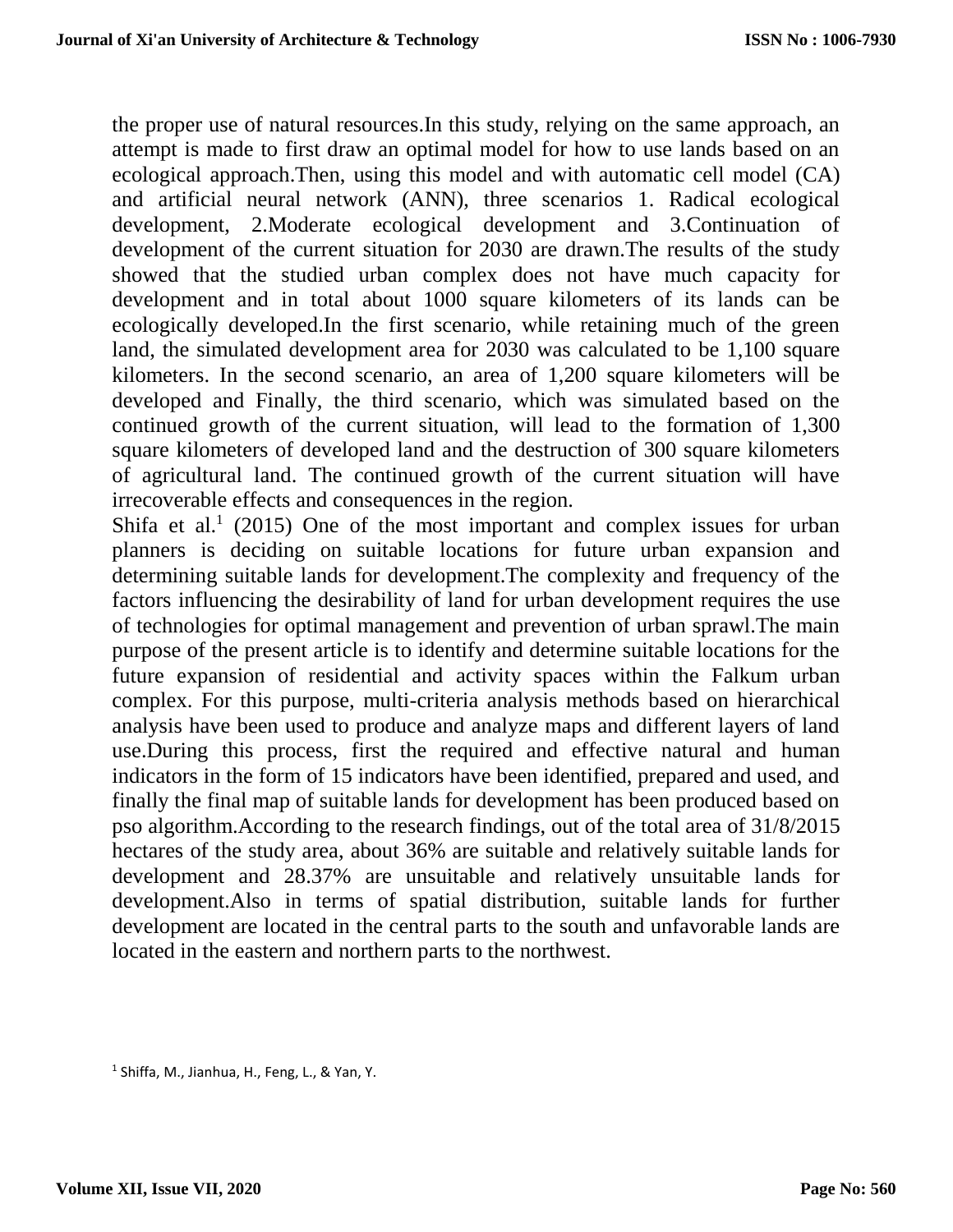the proper use of natural resources.In this study, relying on the same approach, an attempt is made to first draw an optimal model for how to use lands based on an ecological approach.Then, using this model and with automatic cell model (CA) and artificial neural network (ANN), three scenarios 1. Radical ecological development, 2.Moderate ecological development and 3.Continuation of development of the current situation for 2030 are drawn.The results of the study showed that the studied urban complex does not have much capacity for development and in total about 1000 square kilometers of its lands can be ecologically developed.In the first scenario, while retaining much of the green land, the simulated development area for 2030 was calculated to be 1,100 square kilometers. In the second scenario, an area of 1,200 square kilometers will be developed and Finally, the third scenario, which was simulated based on the continued growth of the current situation, will lead to the formation of 1,300 square kilometers of developed land and the destruction of 300 square kilometers of agricultural land. The continued growth of the current situation will have irrecoverable effects and consequences in the region.

Shifa et al.[1] (2015) One of the most important and complex issues for urban planners is deciding on suitable locations for future urban expansion and determining suitable lands for development.The complexity and frequency of the factors influencing the desirability of land for urban development requires the use of technologies for optimal management and prevention of urban sprawl.The main purpose of the present article is to identify and determine suitable locations for the future expansion of residential and activity spaces within the Falkum urban complex. For this purpose, multi-criteria analysis methods based on hierarchical analysis have been used to produce and analyze maps and different layers of land use.During this process, first the required and effective natural and human indicators in the form of 15 indicators have been identified, prepared and used, and finally the final map of suitable lands for development has been produced based on pso algorithm.According to the research findings, out of the total area of 31/8/2015 hectares of the study area, about 36% are suitable and relatively suitable lands for development and 28.37% are unsuitable and relatively unsuitable lands for development.Also in terms of spatial distribution, suitable lands for further development are located in the central parts to the south and unfavorable lands are located in the eastern and northern parts to the northwest.

[1] Shiffa, M., Jianhua, H., Feng, L., & Yan, Y.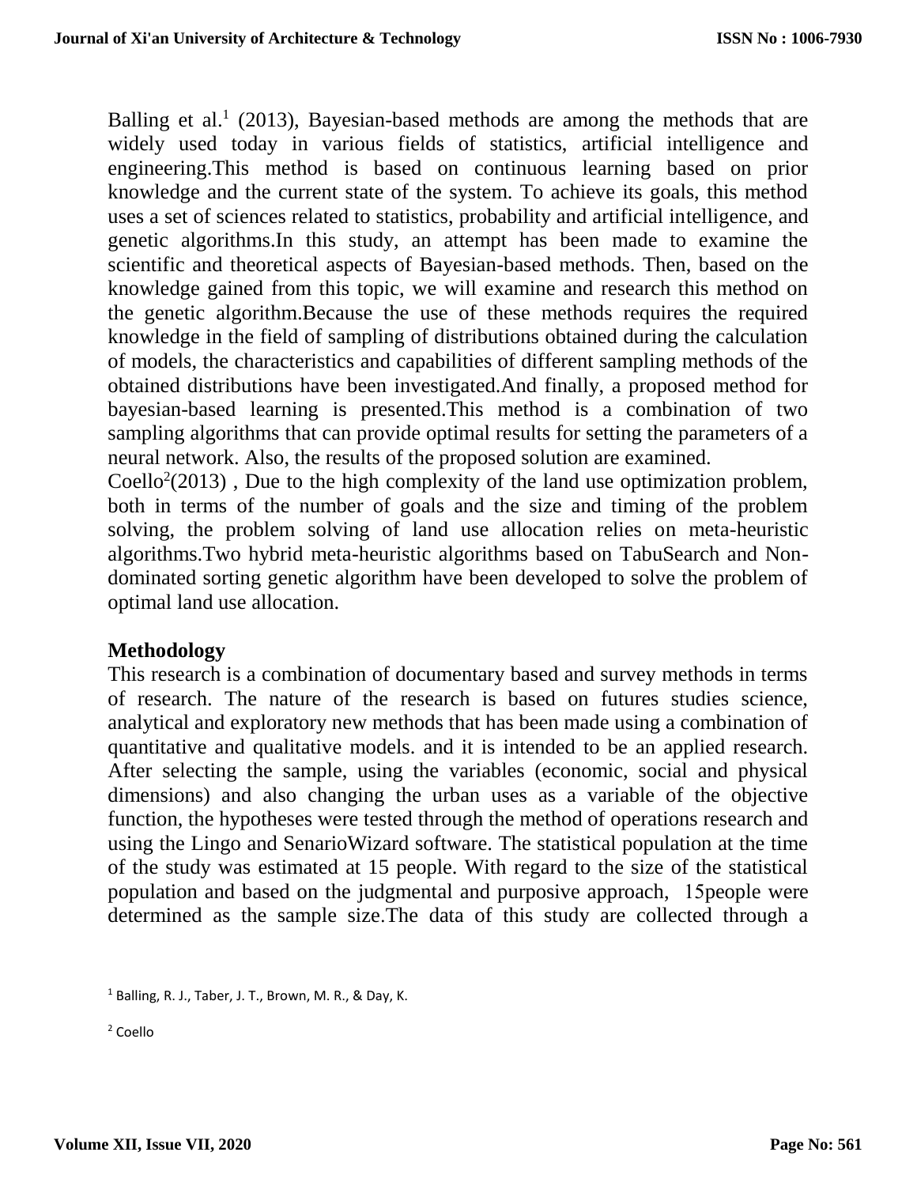Balling et al.[1] (2013), Bayesian-based methods are among the methods that are widely used today in various fields of statistics, artificial intelligence and engineering.This method is based on continuous learning based on prior knowledge and the current state of the system. To achieve its goals, this method uses a set of sciences related to statistics, probability and artificial intelligence, and genetic algorithms.In this study, an attempt has been made to examine the scientific and theoretical aspects of Bayesian-based methods. Then, based on the knowledge gained from this topic, we will examine and research this method on the genetic algorithm.Because the use of these methods requires the required knowledge in the field of sampling of distributions obtained during the calculation of models, the characteristics and capabilities of different sampling methods of the obtained distributions have been investigated.And finally, a proposed method for bayesian-based learning is presented.This method is a combination of two sampling algorithms that can provide optimal results for setting the parameters of a neural network. Also, the results of the proposed solution are examined.

Coello[2](2013) , Due to the high complexity of the land use optimization problem, both in terms of the number of goals and the size and timing of the problem solving, the problem solving of land use allocation relies on meta-heuristic algorithms.Two hybrid meta-heuristic algorithms based on TabuSearch and Non-dominated sorting genetic algorithm have been developed to solve the problem of optimal land use allocation.

## Methodology

This research is a combination of documentary based and survey methods in terms of research. The nature of the research is based on futures studies science, analytical and exploratory new methods that has been made using a combination of quantitative and qualitative models. and it is intended to be an applied research. After selecting the sample, using the variables (economic, social and physical dimensions) and also changing the urban uses as a variable of the objective function, the hypotheses were tested through the method of operations research and using the Lingo and SenarioWizard software. The statistical population at the time of the study was estimated at 15 people. With regard to the size of the statistical population and based on the judgmental and purposive approach, 15people were determined as the sample size.The data of this study are collected through a

[1] Balling, R. J., Taber, J. T., Brown, M. R., & Day, K.

[2] Coello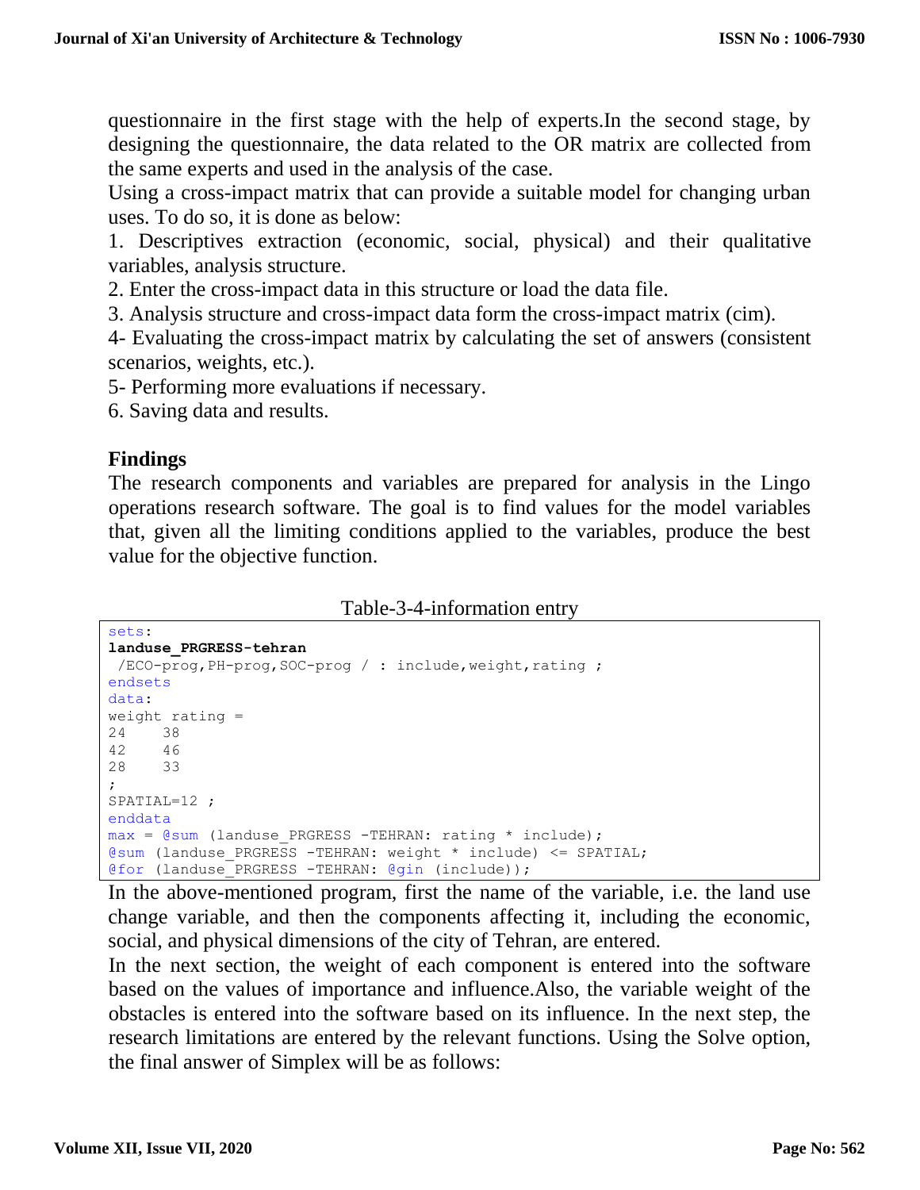questionnaire in the first stage with the help of experts.In the second stage, by designing the questionnaire, the data related to the OR matrix are collected from the same experts and used in the analysis of the case.

Using a cross-impact matrix that can provide a suitable model for changing urban uses. To do so, it is done as below:

1. Descriptives extraction (economic, social, physical) and their qualitative variables, analysis structure.
2. Enter the cross-impact data in this structure or load the data file.
3. Analysis structure and cross-impact data form the cross-impact matrix (cim).
4- Evaluating the cross-impact matrix by calculating the set of answers (consistent scenarios, weights, etc.).
5- Performing more evaluations if necessary.
6. Saving data and results.

## Findings

The research components and variables are prepared for analysis in the Lingo operations research software. The goal is to find values for the model variables that, given all the limiting conditions applied to the variables, produce the best value for the objective function.

Table-3-4-information entry

```
sets:
landuse_PRGRESS-tehran
 /ECO-prog,PH-prog,SOC-prog / : include,weight,rating ;
endsets
data:
weight rating =
24    38
42    46
28    33
;
SPATIAL=12 ;
enddata
max = @sum (landuse_PRGRESS -TEHRAN: rating * include);
@sum (landuse_PRGRESS -TEHRAN: weight * include) <= SPATIAL;
@for (landuse_PRGRESS -TEHRAN: @gin (include));
```

In the above-mentioned program, first the name of the variable, i.e. the land use change variable, and then the components affecting it, including the economic, social, and physical dimensions of the city of Tehran, are entered.

In the next section, the weight of each component is entered into the software based on the values of importance and influence.Also, the variable weight of the obstacles is entered into the software based on its influence. In the next step, the research limitations are entered by the relevant functions. Using the Solve option, the final answer of Simplex will be as follows: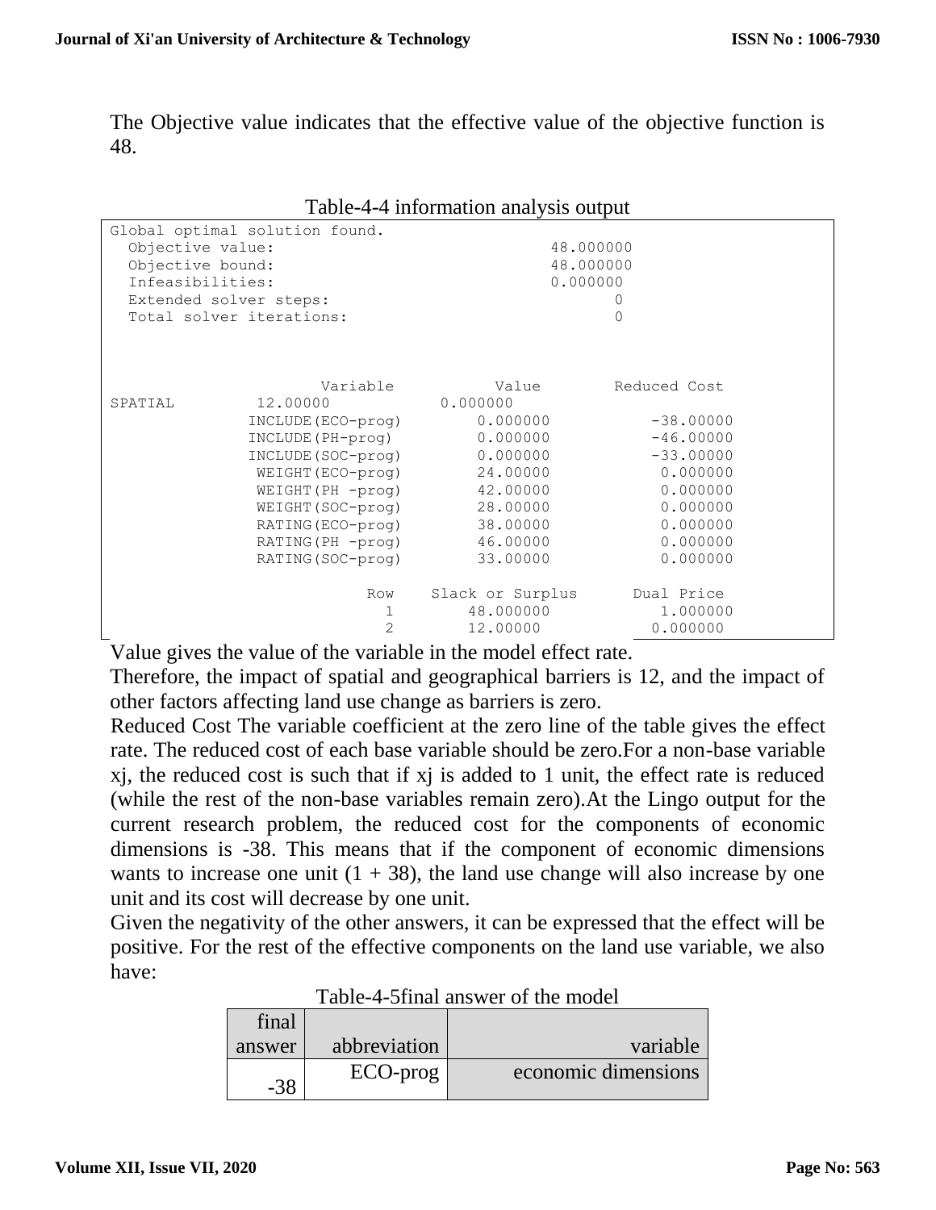The Objective value indicates that the effective value of the objective function is 48.

Table-4-4 information analysis output

```
Global optimal solution found.
  Objective value:                              48.000000
  Objective bound:                              48.000000
  Infeasibilities:                              0.000000
  Extended solver steps:                               0
  Total solver iterations:                             0



                    Variable          Value       Reduced Cost
SPATIAL         12.00000          0.000000
               INCLUDE(ECO-prog)       0.000000          -38.00000
               INCLUDE(PH-prog)        0.000000          -46.00000
               INCLUDE(SOC-prog)       0.000000          -33.00000
                WEIGHT(ECO-prog)       24.00000           0.000000
                WEIGHT(PH -prog)       42.00000           0.000000
                WEIGHT(SOC-prog)       28.00000           0.000000
                RATING(ECO-prog)       38.00000           0.000000
                RATING(PH -prog)       46.00000           0.000000
                RATING(SOC-prog)       33.00000           0.000000

                         Row    Slack or Surplus      Dual Price
                           1       48.000000           1.000000
                           2       12.00000            0.000000
```

Value gives the value of the variable in the model effect rate.

Therefore, the impact of spatial and geographical barriers is 12, and the impact of other factors affecting land use change as barriers is zero.

Reduced Cost The variable coefficient at the zero line of the table gives the effect rate. The reduced cost of each base variable should be zero.For a non-base variable xj, the reduced cost is such that if xj is added to 1 unit, the effect rate is reduced (while the rest of the non-base variables remain zero).At the Lingo output for the current research problem, the reduced cost for the components of economic dimensions is -38. This means that if the component of economic dimensions wants to increase one unit (1 + 38), the land use change will also increase by one unit and its cost will decrease by one unit.

Given the negativity of the other answers, it can be expressed that the effect will be positive. For the rest of the effective components on the land use variable, we also have:

Table-4-5final answer of the model

| final answer | abbreviation | variable |
|---|---|---|
| -38 | ECO-prog | economic dimensions |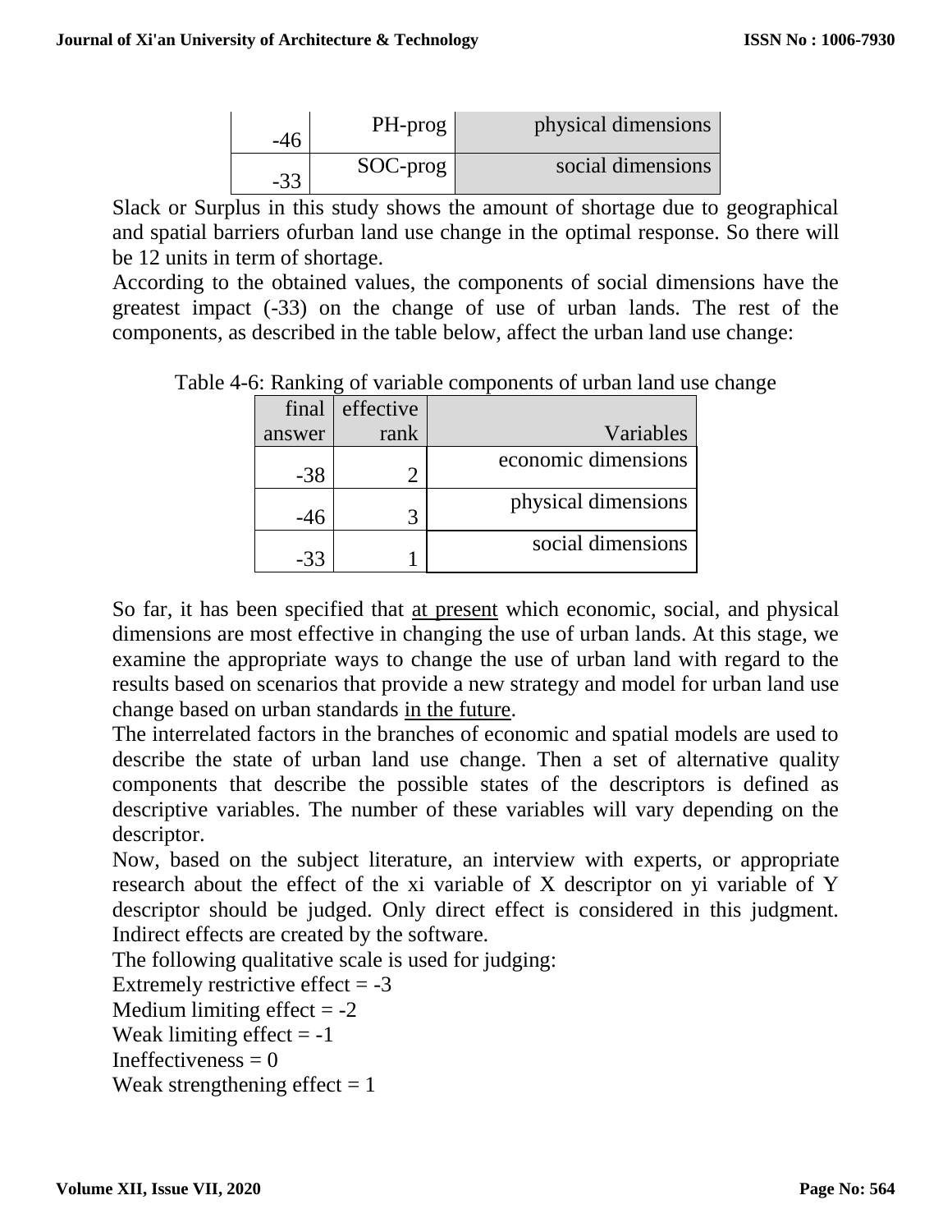| | | |
|---|---|---|
| -46 | PH-prog | physical dimensions |
| -33 | SOC-prog | social dimensions |

Slack or Surplus in this study shows the amount of shortage due to geographical and spatial barriers ofurban land use change in the optimal response. So there will be 12 units in term of shortage.

According to the obtained values, the components of social dimensions have the greatest impact (-33) on the change of use of urban lands. The rest of the components, as described in the table below, affect the urban land use change:

Table 4-6: Ranking of variable components of urban land use change

| final answer | effective rank | Variables |
|---|---|---|
| -38 | 2 | economic dimensions |
| -46 | 3 | physical dimensions |
| -33 | 1 | social dimensions |

So far, it has been specified that <u>at present</u> which economic, social, and physical dimensions are most effective in changing the use of urban lands. At this stage, we examine the appropriate ways to change the use of urban land with regard to the results based on scenarios that provide a new strategy and model for urban land use change based on urban standards <u>in the future</u>.

The interrelated factors in the branches of economic and spatial models are used to describe the state of urban land use change. Then a set of alternative quality components that describe the possible states of the descriptors is defined as descriptive variables. The number of these variables will vary depending on the descriptor.

Now, based on the subject literature, an interview with experts, or appropriate research about the effect of the xi variable of X descriptor on yi variable of Y descriptor should be judged. Only direct effect is considered in this judgment. Indirect effects are created by the software.

The following qualitative scale is used for judging:

Extremely restrictive effect = -3

Medium limiting effect = -2

Weak limiting effect = -1

Ineffectiveness = 0

Weak strengthening effect = 1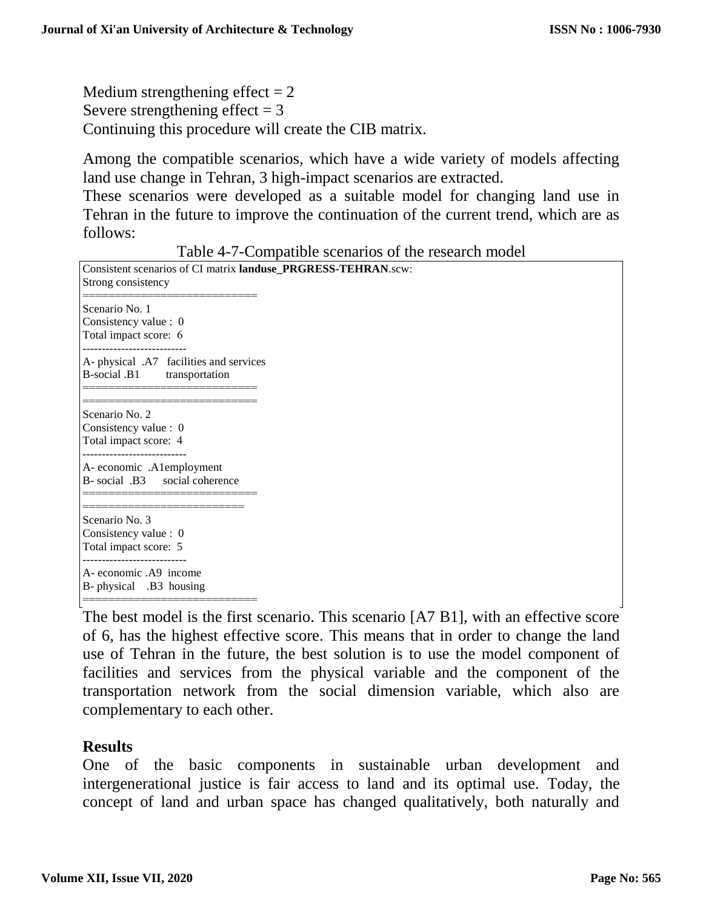Medium strengthening effect = 2
Severe strengthening effect = 3
Continuing this procedure will create the CIB matrix.

Among the compatible scenarios, which have a wide variety of models affecting land use change in Tehran, 3 high-impact scenarios are extracted.
These scenarios were developed as a suitable model for changing land use in Tehran in the future to improve the continuation of the current trend, which are as follows:

Table 4-7-Compatible scenarios of the research model

```
Consistent scenarios of CI matrix landuse_PRGRESS-TEHRAN.scw:
Strong consistency
===========================
Scenario No. 1
Consistency value :  0
Total impact score:  6
---------------------------
A- physical  .A7   facilities and services
B-social .B1       transportation
===========================
===========================
Scenario No. 2
Consistency value :  0
Total impact score:  4
---------------------------
A- economic  .A1employment
B- social  .B3     social coherence
===========================
=========================
Scenario No. 3
Consistency value :  0
Total impact score:  5
---------------------------
A- economic .A9  income
B- physical    .B3  housing
===========================
```

The best model is the first scenario. This scenario [A7 B1], with an effective score of 6, has the highest effective score. This means that in order to change the land use of Tehran in the future, the best solution is to use the model component of facilities and services from the physical variable and the component of the transportation network from the social dimension variable, which also are complementary to each other.

## Results

One of the basic components in sustainable urban development and intergenerational justice is fair access to land and its optimal use. Today, the concept of land and urban space has changed qualitatively, both naturally and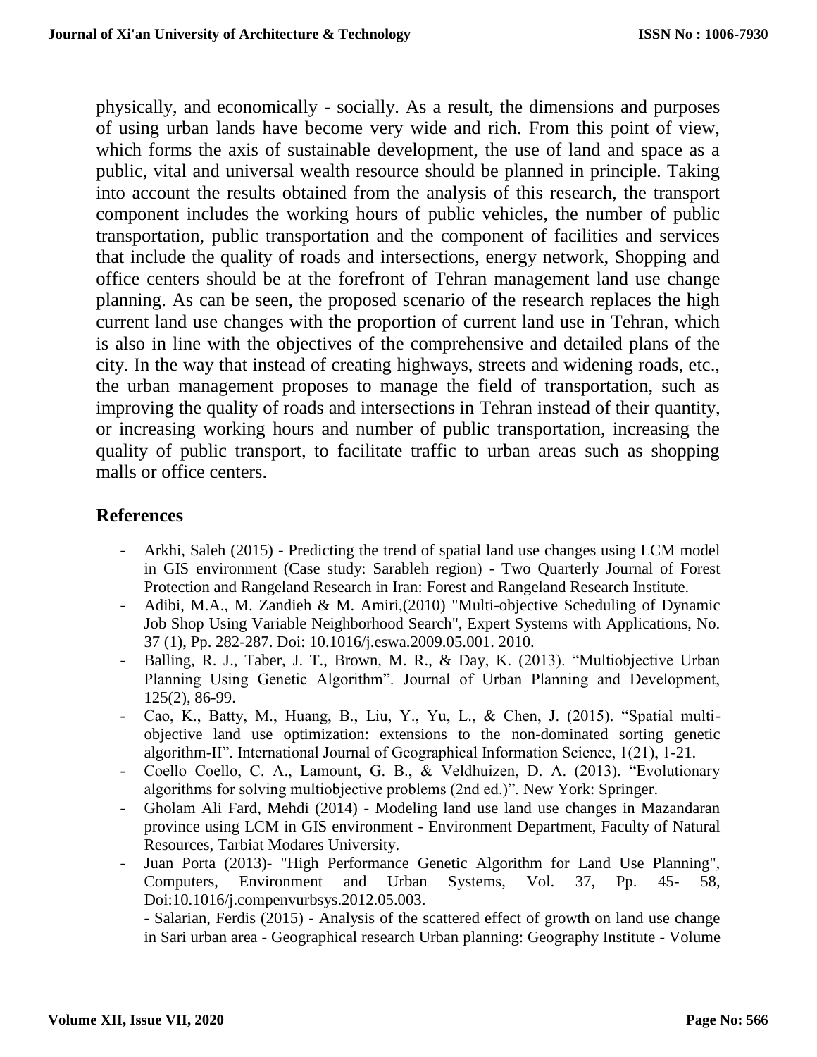physically, and economically - socially. As a result, the dimensions and purposes of using urban lands have become very wide and rich. From this point of view, which forms the axis of sustainable development, the use of land and space as a public, vital and universal wealth resource should be planned in principle. Taking into account the results obtained from the analysis of this research, the transport component includes the working hours of public vehicles, the number of public transportation, public transportation and the component of facilities and services that include the quality of roads and intersections, energy network, Shopping and office centers should be at the forefront of Tehran management land use change planning. As can be seen, the proposed scenario of the research replaces the high current land use changes with the proportion of current land use in Tehran, which is also in line with the objectives of the comprehensive and detailed plans of the city. In the way that instead of creating highways, streets and widening roads, etc., the urban management proposes to manage the field of transportation, such as improving the quality of roads and intersections in Tehran instead of their quantity, or increasing working hours and number of public transportation, increasing the quality of public transport, to facilitate traffic to urban areas such as shopping malls or office centers.

## References

- Arkhi, Saleh (2015) - Predicting the trend of spatial land use changes using LCM model in GIS environment (Case study: Sarableh region) - Two Quarterly Journal of Forest Protection and Rangeland Research in Iran: Forest and Rangeland Research Institute.
- Adibi, M.A., M. Zandieh & M. Amiri,(2010) "Multi-objective Scheduling of Dynamic Job Shop Using Variable Neighborhood Search", Expert Systems with Applications, No. 37 (1), Pp. 282-287. Doi: 10.1016/j.eswa.2009.05.001. 2010.
- Balling, R. J., Taber, J. T., Brown, M. R., & Day, K. (2013). "Multiobjective Urban Planning Using Genetic Algorithm". Journal of Urban Planning and Development, 125(2), 86-99.
- Cao, K., Batty, M., Huang, B., Liu, Y., Yu, L., & Chen, J. (2015). "Spatial multi-objective land use optimization: extensions to the non-dominated sorting genetic algorithm-II". International Journal of Geographical Information Science, 1(21), 1-21.
- Coello Coello, C. A., Lamount, G. B., & Veldhuizen, D. A. (2013). "Evolutionary algorithms for solving multiobjective problems (2nd ed.)". New York: Springer.
- Gholam Ali Fard, Mehdi (2014) - Modeling land use land use changes in Mazandaran province using LCM in GIS environment - Environment Department, Faculty of Natural Resources, Tarbiat Modares University.
- Juan Porta (2013)- "High Performance Genetic Algorithm for Land Use Planning", Computers, Environment and Urban Systems, Vol. 37, Pp. 45- 58, Doi:10.1016/j.compenvurbsys.2012.05.003.
- Salarian, Ferdis (2015) - Analysis of the scattered effect of growth on land use change in Sari urban area - Geographical research Urban planning: Geography Institute - Volume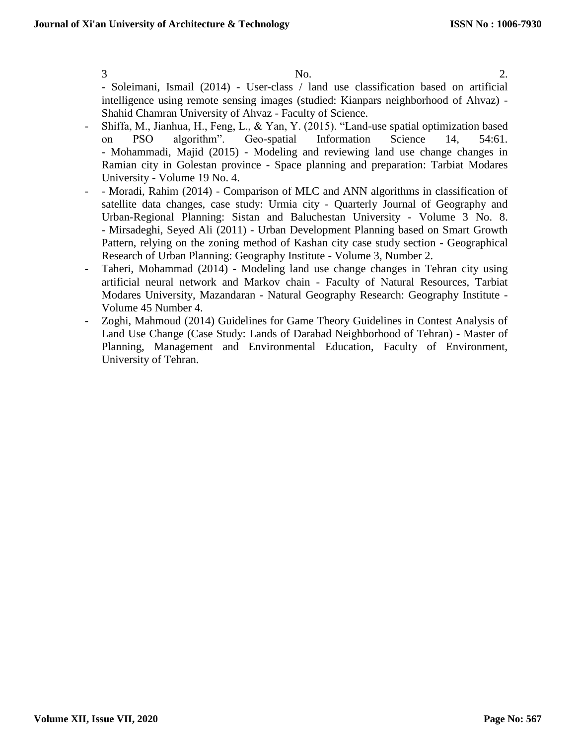3 No. 2.
- Soleimani, Ismail (2014) - User-class / land use classification based on artificial intelligence using remote sensing images (studied: Kianpars neighborhood of Ahvaz) - Shahid Chamran University of Ahvaz - Faculty of Science.

- Shiffa, M., Jianhua, H., Feng, L., & Yan, Y. (2015). "Land-use spatial optimization based on PSO algorithm". Geo-spatial Information Science 14, 54:61.
  - Mohammadi, Majid (2015) - Modeling and reviewing land use change changes in Ramian city in Golestan province - Space planning and preparation: Tarbiat Modares University - Volume 19 No. 4.
- - Moradi, Rahim (2014) - Comparison of MLC and ANN algorithms in classification of satellite data changes, case study: Urmia city - Quarterly Journal of Geography and Urban-Regional Planning: Sistan and Baluchestan University - Volume 3 No. 8.
  - Mirsadeghi, Seyed Ali (2011) - Urban Development Planning based on Smart Growth Pattern, relying on the zoning method of Kashan city case study section - Geographical Research of Urban Planning: Geography Institute - Volume 3, Number 2.
- Taheri, Mohammad (2014) - Modeling land use change changes in Tehran city using artificial neural network and Markov chain - Faculty of Natural Resources, Tarbiat Modares University, Mazandaran - Natural Geography Research: Geography Institute - Volume 45 Number 4.
- Zoghi, Mahmoud (2014) Guidelines for Game Theory Guidelines in Contest Analysis of Land Use Change (Case Study: Lands of Darabad Neighborhood of Tehran) - Master of Planning, Management and Environmental Education, Faculty of Environment, University of Tehran.